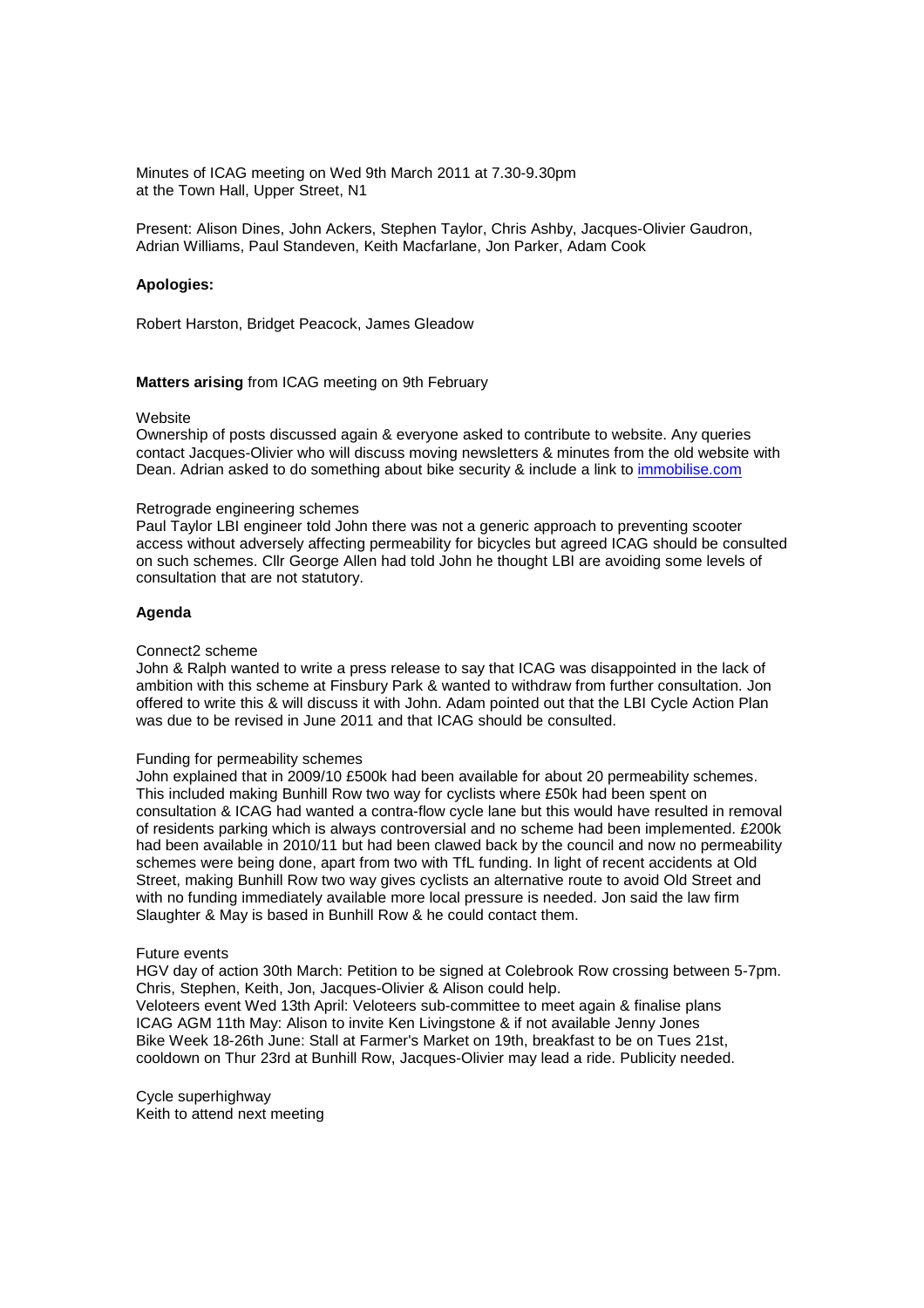Minutes of ICAG meeting on Wed 9th March 2011 at 7.30-9.30pm
at the Town Hall, Upper Street, N1

Present: Alison Dines, John Ackers, Stephen Taylor, Chris Ashby, Jacques-Olivier Gaudron, Adrian Williams, Paul Standeven, Keith Macfarlane, Jon Parker, Adam Cook

**Apologies:**

Robert Harston, Bridget Peacock, James Gleadow

**Matters arising** from ICAG meeting on 9th February

Website
Ownership of posts discussed again & everyone asked to contribute to website. Any queries contact Jacques-Olivier who will discuss moving newsletters & minutes from the old website with Dean. Adrian asked to do something about bike security & include a link to [immobilise.com](immobilise.com)

Retrograde engineering schemes
Paul Taylor LBI engineer told John there was not a generic approach to preventing scooter access without adversely affecting permeability for bicycles but agreed ICAG should be consulted on such schemes. Cllr George Allen had told John he thought LBI are avoiding some levels of consultation that are not statutory.

**Agenda**

Connect2 scheme
John & Ralph wanted to write a press release to say that ICAG was disappointed in the lack of ambition with this scheme at Finsbury Park & wanted to withdraw from further consultation. Jon offered to write this & will discuss it with John. Adam pointed out that the LBI Cycle Action Plan was due to be revised in June 2011 and that ICAG should be consulted.

Funding for permeability schemes
John explained that in 2009/10 £500k had been available for about 20 permeability schemes. This included making Bunhill Row two way for cyclists where £50k had been spent on consultation & ICAG had wanted a contra-flow cycle lane but this would have resulted in removal of residents parking which is always controversial and no scheme had been implemented. £200k had been available in 2010/11 but had been clawed back by the council and now no permeability schemes were being done, apart from two with TfL funding. In light of recent accidents at Old Street, making Bunhill Row two way gives cyclists an alternative route to avoid Old Street and with no funding immediately available more local pressure is needed. Jon said the law firm Slaughter & May is based in Bunhill Row & he could contact them.

Future events
HGV day of action 30th March: Petition to be signed at Colebrook Row crossing between 5-7pm. Chris, Stephen, Keith, Jon, Jacques-Olivier & Alison could help.
Veloteers event Wed 13th April: Veloteers sub-committee to meet again & finalise plans
ICAG AGM 11th May: Alison to invite Ken Livingstone & if not available Jenny Jones
Bike Week 18-26th June: Stall at Farmer's Market on 19th, breakfast to be on Tues 21st, cooldown on Thur 23rd at Bunhill Row, Jacques-Olivier may lead a ride. Publicity needed.

Cycle superhighway
Keith to attend next meeting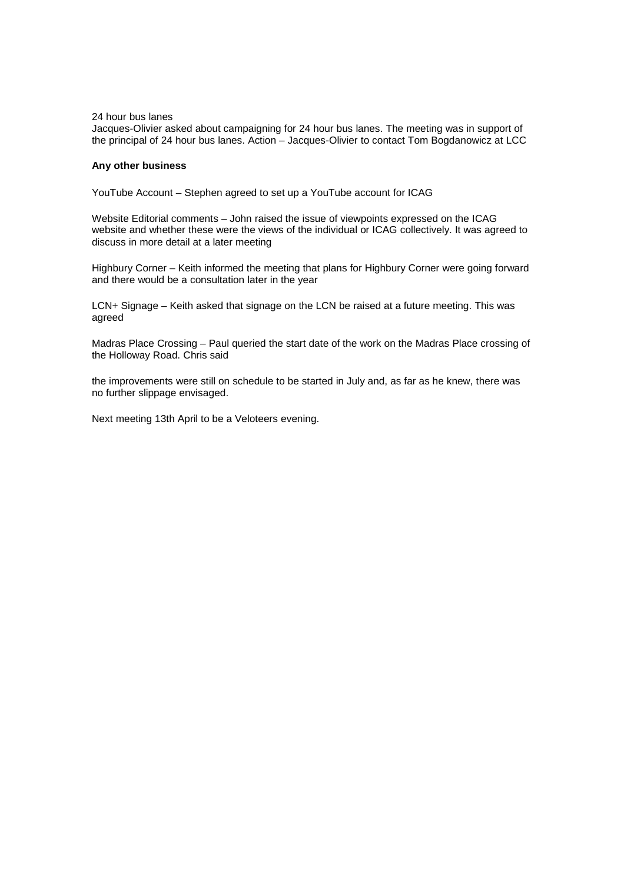24 hour bus lanes

Jacques-Olivier asked about campaigning for 24 hour bus lanes. The meeting was in support of the principal of 24 hour bus lanes. Action – Jacques-Olivier to contact Tom Bogdanowicz at LCC

**Any other business**

YouTube Account – Stephen agreed to set up a YouTube account for ICAG

Website Editorial comments – John raised the issue of viewpoints expressed on the ICAG website and whether these were the views of the individual or ICAG collectively. It was agreed to discuss in more detail at a later meeting

Highbury Corner – Keith informed the meeting that plans for Highbury Corner were going forward and there would be a consultation later in the year

LCN+ Signage – Keith asked that signage on the LCN be raised at a future meeting. This was agreed

Madras Place Crossing – Paul queried the start date of the work on the Madras Place crossing of the Holloway Road. Chris said

the improvements were still on schedule to be started in July and, as far as he knew, there was no further slippage envisaged.

Next meeting 13th April to be a Veloteers evening.